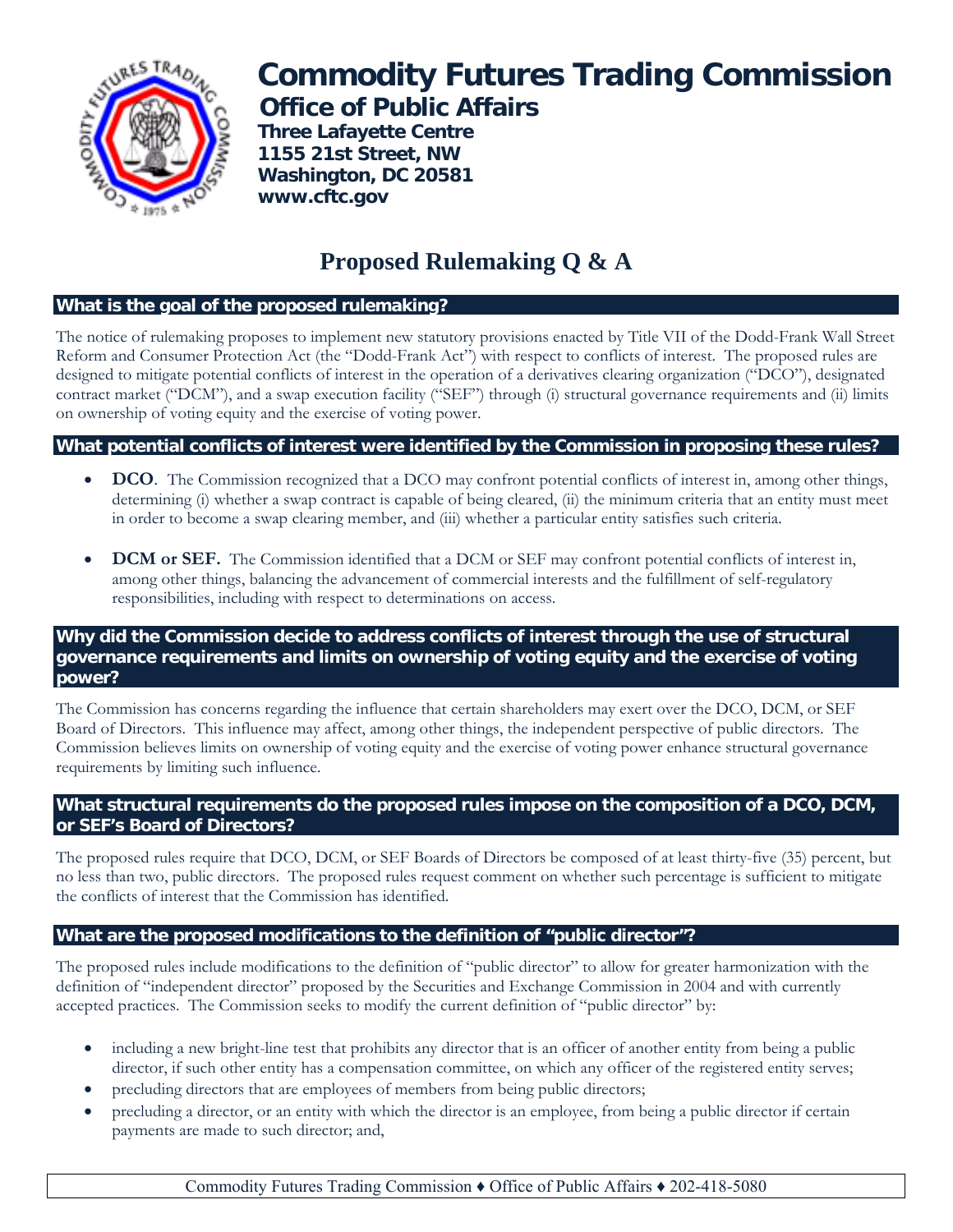# Commodity Futures Trading Commission

## Office of Public Affairs

**Three Lafayette Centre**
**1155 21st Street, NW**
**Washington, DC 20581**
**www.cftc.gov**

# Proposed Rulemaking Q & A

### What is the goal of the proposed rulemaking?

The notice of rulemaking proposes to implement new statutory provisions enacted by Title VII of the Dodd-Frank Wall Street Reform and Consumer Protection Act (the "Dodd-Frank Act") with respect to conflicts of interest. The proposed rules are designed to mitigate potential conflicts of interest in the operation of a derivatives clearing organization ("DCO"), designated contract market ("DCM"), and a swap execution facility ("SEF") through (i) structural governance requirements and (ii) limits on ownership of voting equity and the exercise of voting power.

### What potential conflicts of interest were identified by the Commission in proposing these rules?

- **DCO**. The Commission recognized that a DCO may confront potential conflicts of interest in, among other things, determining (i) whether a swap contract is capable of being cleared, (ii) the minimum criteria that an entity must meet in order to become a swap clearing member, and (iii) whether a particular entity satisfies such criteria.
- **DCM or SEF.** The Commission identified that a DCM or SEF may confront potential conflicts of interest in, among other things, balancing the advancement of commercial interests and the fulfillment of self-regulatory responsibilities, including with respect to determinations on access.

### Why did the Commission decide to address conflicts of interest through the use of structural governance requirements and limits on ownership of voting equity and the exercise of voting power?

The Commission has concerns regarding the influence that certain shareholders may exert over the DCO, DCM, or SEF Board of Directors. This influence may affect, among other things, the independent perspective of public directors. The Commission believes limits on ownership of voting equity and the exercise of voting power enhance structural governance requirements by limiting such influence.

### What structural requirements do the proposed rules impose on the composition of a DCO, DCM, or SEF's Board of Directors?

The proposed rules require that DCO, DCM, or SEF Boards of Directors be composed of at least thirty-five (35) percent, but no less than two, public directors. The proposed rules request comment on whether such percentage is sufficient to mitigate the conflicts of interest that the Commission has identified.

### What are the proposed modifications to the definition of "public director"?

The proposed rules include modifications to the definition of "public director" to allow for greater harmonization with the definition of "independent director" proposed by the Securities and Exchange Commission in 2004 and with currently accepted practices. The Commission seeks to modify the current definition of "public director" by:

- including a new bright-line test that prohibits any director that is an officer of another entity from being a public director, if such other entity has a compensation committee, on which any officer of the registered entity serves;
- precluding directors that are employees of members from being public directors;
- precluding a director, or an entity with which the director is an employee, from being a public director if certain payments are made to such director; and,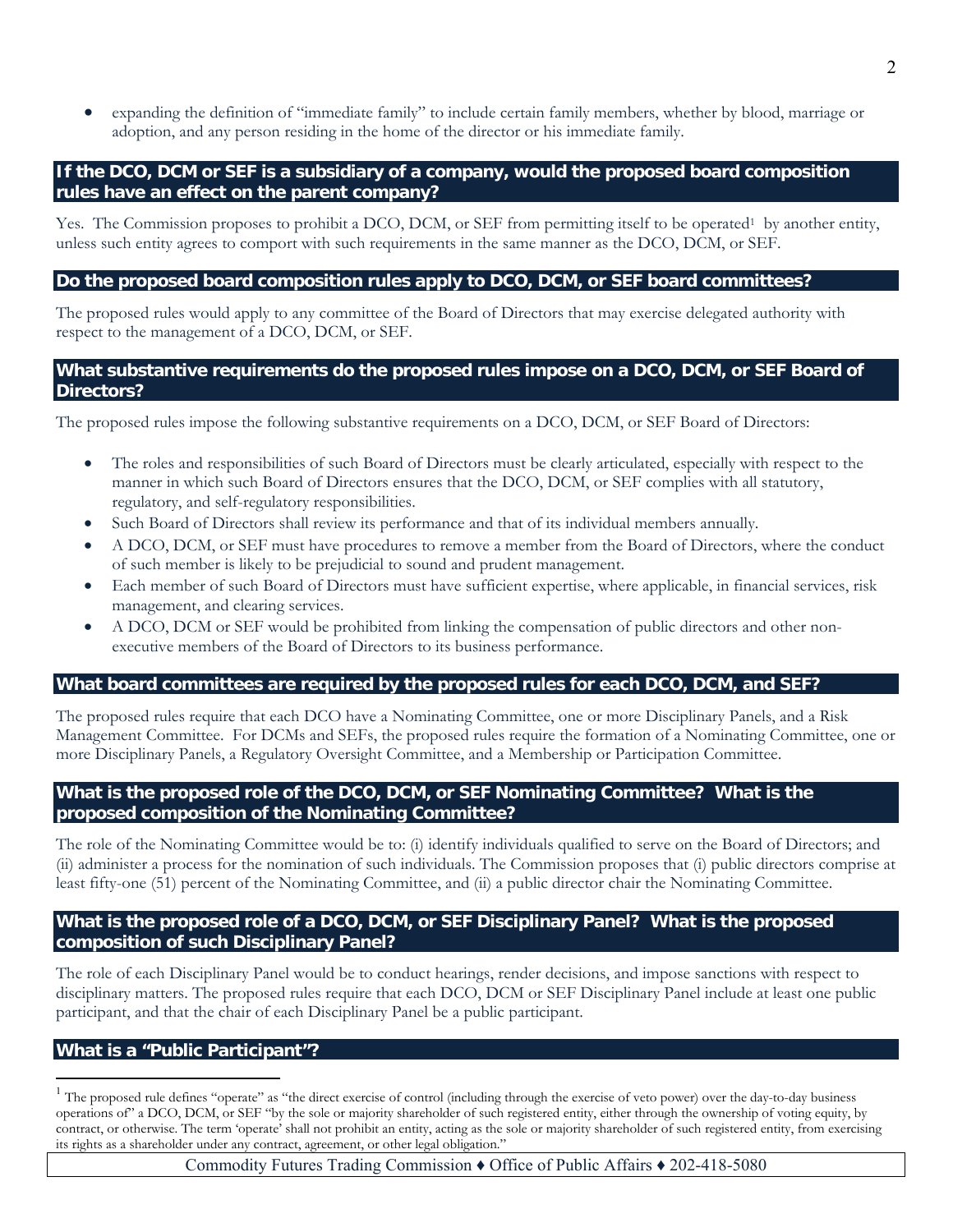- expanding the definition of "immediate family" to include certain family members, whether by blood, marriage or adoption, and any person residing in the home of the director or his immediate family.

## If the DCO, DCM or SEF is a subsidiary of a company, would the proposed board composition rules have an effect on the parent company?

Yes. The Commission proposes to prohibit a DCO, DCM, or SEF from permitting itself to be operated[1] by another entity, unless such entity agrees to comport with such requirements in the same manner as the DCO, DCM, or SEF.

## Do the proposed board composition rules apply to DCO, DCM, or SEF board committees?

The proposed rules would apply to any committee of the Board of Directors that may exercise delegated authority with respect to the management of a DCO, DCM, or SEF.

## What substantive requirements do the proposed rules impose on a DCO, DCM, or SEF Board of Directors?

The proposed rules impose the following substantive requirements on a DCO, DCM, or SEF Board of Directors:

- The roles and responsibilities of such Board of Directors must be clearly articulated, especially with respect to the manner in which such Board of Directors ensures that the DCO, DCM, or SEF complies with all statutory, regulatory, and self-regulatory responsibilities.
- Such Board of Directors shall review its performance and that of its individual members annually.
- A DCO, DCM, or SEF must have procedures to remove a member from the Board of Directors, where the conduct of such member is likely to be prejudicial to sound and prudent management.
- Each member of such Board of Directors must have sufficient expertise, where applicable, in financial services, risk management, and clearing services.
- A DCO, DCM or SEF would be prohibited from linking the compensation of public directors and other non-executive members of the Board of Directors to its business performance.

## What board committees are required by the proposed rules for each DCO, DCM, and SEF?

The proposed rules require that each DCO have a Nominating Committee, one or more Disciplinary Panels, and a Risk Management Committee. For DCMs and SEFs, the proposed rules require the formation of a Nominating Committee, one or more Disciplinary Panels, a Regulatory Oversight Committee, and a Membership or Participation Committee.

## What is the proposed role of the DCO, DCM, or SEF Nominating Committee? What is the proposed composition of the Nominating Committee?

The role of the Nominating Committee would be to: (i) identify individuals qualified to serve on the Board of Directors; and (ii) administer a process for the nomination of such individuals. The Commission proposes that (i) public directors comprise at least fifty-one (51) percent of the Nominating Committee, and (ii) a public director chair the Nominating Committee.

## What is the proposed role of a DCO, DCM, or SEF Disciplinary Panel? What is the proposed composition of such Disciplinary Panel?

The role of each Disciplinary Panel would be to conduct hearings, render decisions, and impose sanctions with respect to disciplinary matters. The proposed rules require that each DCO, DCM or SEF Disciplinary Panel include at least one public participant, and that the chair of each Disciplinary Panel be a public participant.

## What is a "Public Participant"?

[1] The proposed rule defines "operate" as "the direct exercise of control (including through the exercise of veto power) over the day-to-day business operations of" a DCO, DCM, or SEF "by the sole or majority shareholder of such registered entity, either through the ownership of voting equity, by contract, or otherwise. The term 'operate' shall not prohibit an entity, acting as the sole or majority shareholder of such registered entity, from exercising its rights as a shareholder under any contract, agreement, or other legal obligation."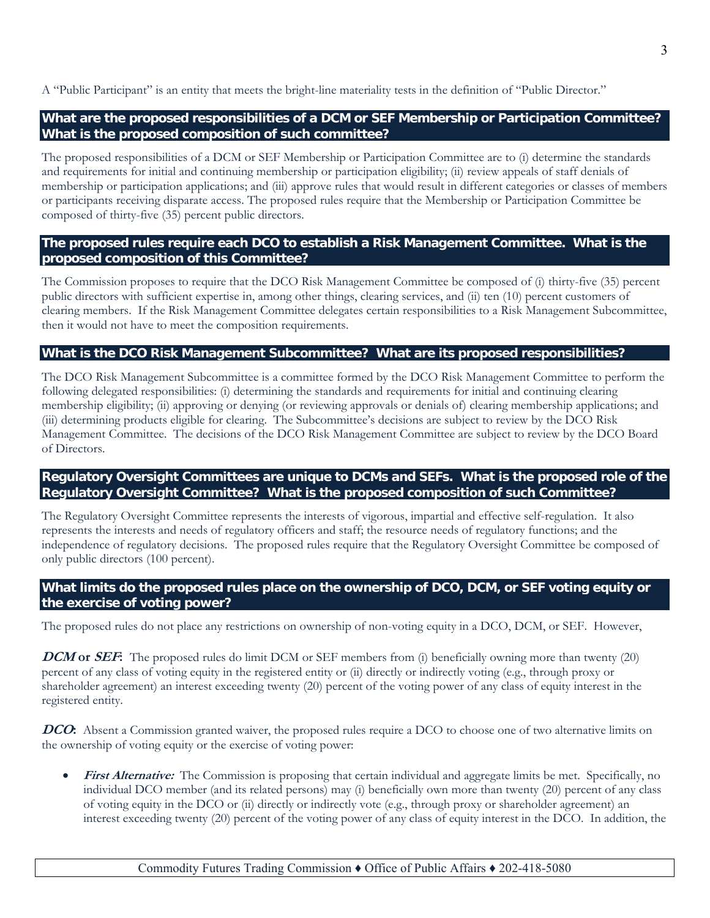A "Public Participant" is an entity that meets the bright-line materiality tests in the definition of "Public Director."

## What are the proposed responsibilities of a DCM or SEF Membership or Participation Committee? What is the proposed composition of such committee?

The proposed responsibilities of a DCM or SEF Membership or Participation Committee are to (i) determine the standards and requirements for initial and continuing membership or participation eligibility; (ii) review appeals of staff denials of membership or participation applications; and (iii) approve rules that would result in different categories or classes of members or participants receiving disparate access. The proposed rules require that the Membership or Participation Committee be composed of thirty-five (35) percent public directors.

## The proposed rules require each DCO to establish a Risk Management Committee. What is the proposed composition of this Committee?

The Commission proposes to require that the DCO Risk Management Committee be composed of (i) thirty-five (35) percent public directors with sufficient expertise in, among other things, clearing services, and (ii) ten (10) percent customers of clearing members. If the Risk Management Committee delegates certain responsibilities to a Risk Management Subcommittee, then it would not have to meet the composition requirements.

## What is the DCO Risk Management Subcommittee? What are its proposed responsibilities?

The DCO Risk Management Subcommittee is a committee formed by the DCO Risk Management Committee to perform the following delegated responsibilities: (i) determining the standards and requirements for initial and continuing clearing membership eligibility; (ii) approving or denying (or reviewing approvals or denials of) clearing membership applications; and (iii) determining products eligible for clearing. The Subcommittee's decisions are subject to review by the DCO Risk Management Committee. The decisions of the DCO Risk Management Committee are subject to review by the DCO Board of Directors.

## Regulatory Oversight Committees are unique to DCMs and SEFs. What is the proposed role of the Regulatory Oversight Committee? What is the proposed composition of such Committee?

The Regulatory Oversight Committee represents the interests of vigorous, impartial and effective self-regulation. It also represents the interests and needs of regulatory officers and staff; the resource needs of regulatory functions; and the independence of regulatory decisions. The proposed rules require that the Regulatory Oversight Committee be composed of only public directors (100 percent).

## What limits do the proposed rules place on the ownership of DCO, DCM, or SEF voting equity or the exercise of voting power?

The proposed rules do not place any restrictions on ownership of non-voting equity in a DCO, DCM, or SEF. However,

***DCM* or *SEF*:** The proposed rules do limit DCM or SEF members from (i) beneficially owning more than twenty (20) percent of any class of voting equity in the registered entity or (ii) directly or indirectly voting (e.g., through proxy or shareholder agreement) an interest exceeding twenty (20) percent of the voting power of any class of equity interest in the registered entity.

***DCO*:** Absent a Commission granted waiver, the proposed rules require a DCO to choose one of two alternative limits on the ownership of voting equity or the exercise of voting power:

- ***First Alternative:*** The Commission is proposing that certain individual and aggregate limits be met. Specifically, no individual DCO member (and its related persons) may (i) beneficially own more than twenty (20) percent of any class of voting equity in the DCO or (ii) directly or indirectly vote (e.g., through proxy or shareholder agreement) an interest exceeding twenty (20) percent of the voting power of any class of equity interest in the DCO. In addition, the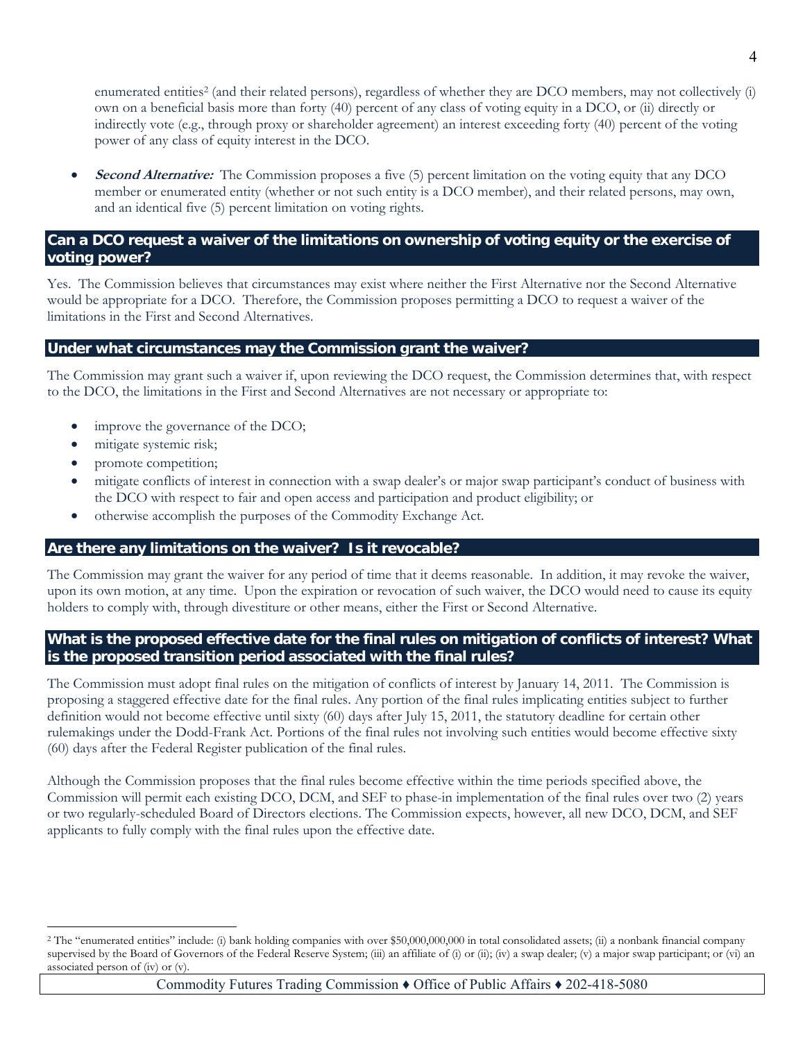enumerated entities[2] (and their related persons), regardless of whether they are DCO members, may not collectively (i) own on a beneficial basis more than forty (40) percent of any class of voting equity in a DCO, or (ii) directly or indirectly vote (e.g., through proxy or shareholder agreement) an interest exceeding forty (40) percent of the voting power of any class of equity interest in the DCO.

- ***Second Alternative:*** The Commission proposes a five (5) percent limitation on the voting equity that any DCO member or enumerated entity (whether or not such entity is a DCO member), and their related persons, may own, and an identical five (5) percent limitation on voting rights.

## Can a DCO request a waiver of the limitations on ownership of voting equity or the exercise of voting power?

Yes. The Commission believes that circumstances may exist where neither the First Alternative nor the Second Alternative would be appropriate for a DCO. Therefore, the Commission proposes permitting a DCO to request a waiver of the limitations in the First and Second Alternatives.

## Under what circumstances may the Commission grant the waiver?

The Commission may grant such a waiver if, upon reviewing the DCO request, the Commission determines that, with respect to the DCO, the limitations in the First and Second Alternatives are not necessary or appropriate to:

- improve the governance of the DCO;
- mitigate systemic risk;
- promote competition;
- mitigate conflicts of interest in connection with a swap dealer's or major swap participant's conduct of business with the DCO with respect to fair and open access and participation and product eligibility; or
- otherwise accomplish the purposes of the Commodity Exchange Act.

## Are there any limitations on the waiver? Is it revocable?

The Commission may grant the waiver for any period of time that it deems reasonable. In addition, it may revoke the waiver, upon its own motion, at any time. Upon the expiration or revocation of such waiver, the DCO would need to cause its equity holders to comply with, through divestiture or other means, either the First or Second Alternative.

## What is the proposed effective date for the final rules on mitigation of conflicts of interest? What is the proposed transition period associated with the final rules?

The Commission must adopt final rules on the mitigation of conflicts of interest by January 14, 2011. The Commission is proposing a staggered effective date for the final rules. Any portion of the final rules implicating entities subject to further definition would not become effective until sixty (60) days after July 15, 2011, the statutory deadline for certain other rulemakings under the Dodd-Frank Act. Portions of the final rules not involving such entities would become effective sixty (60) days after the Federal Register publication of the final rules.

Although the Commission proposes that the final rules become effective within the time periods specified above, the Commission will permit each existing DCO, DCM, and SEF to phase-in implementation of the final rules over two (2) years or two regularly-scheduled Board of Directors elections. The Commission expects, however, all new DCO, DCM, and SEF applicants to fully comply with the final rules upon the effective date.

---

[2] The "enumerated entities" include: (i) bank holding companies with over $50,000,000,000 in total consolidated assets; (ii) a nonbank financial company supervised by the Board of Governors of the Federal Reserve System; (iii) an affiliate of (i) or (ii); (iv) a swap dealer; (v) a major swap participant; or (vi) an associated person of (iv) or (v).